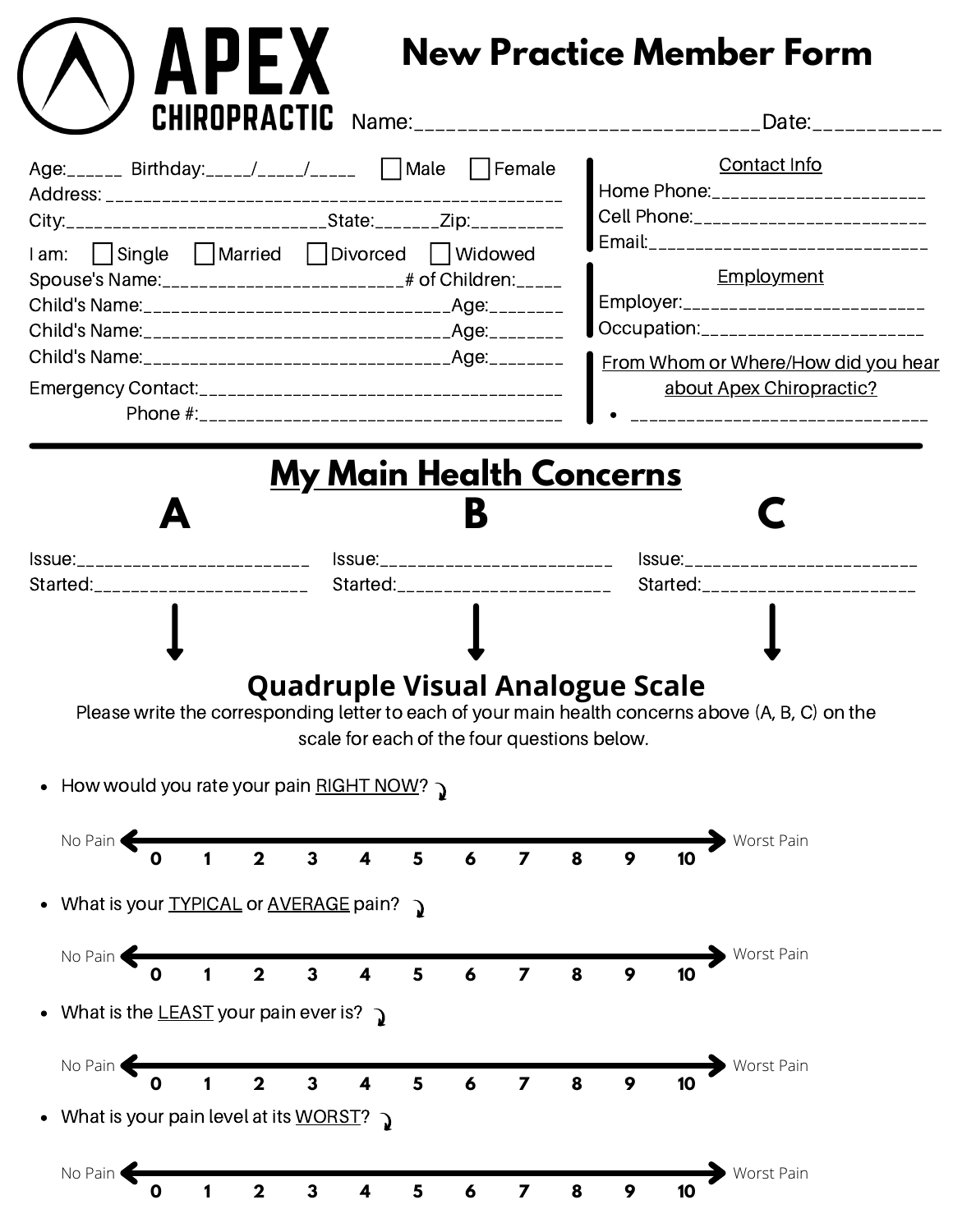# APEX CHIROPRACTIC

# New Practice Member Form

Name:______________________________Date:___________

Age:______ Birthday:_____/_____/_____ ☐ Male ☐ Female

Address: ________________________________________________

City:____________________________State:______Zip:_________

I am: ☐ Single ☐ Married ☐ Divorced ☐ Widowed

Spouse's Name:________________________# of Children:_____

Child's Name:________________________________Age:_______

Child's Name:________________________________Age:_______

Child's Name:________________________________Age:_______

Emergency Contact:_____________________________________

Phone #:_____________________________________

**Contact Info**

Home Phone:_____________________

Cell Phone:______________________

Email:____________________________

**Employment**

Employer:________________________

Occupation:_____________________

**From Whom or Where/How did you hear about Apex Chiropractic?**

- ____________________________

---

## My Main Health Concerns

**A**

Issue:________________________

Started:______________________

**B**

Issue:________________________

Started:______________________

**C**

Issue:________________________

Started:______________________

## Quadruple Visual Analogue Scale

Please write the corresponding letter to each of your main health concerns above (A, B, C) on the scale for each of the four questions below.

- How would you rate your pain RIGHT NOW?

No Pain ← 0 1 2 3 4 5 6 7 8 9 10 → Worst Pain

- What is your TYPICAL or AVERAGE pain?

No Pain ← 0 1 2 3 4 5 6 7 8 9 10 → Worst Pain

- What is the LEAST your pain ever is?

No Pain ← 0 1 2 3 4 5 6 7 8 9 10 → Worst Pain

- What is your pain level at its WORST?

No Pain ← 0 1 2 3 4 5 6 7 8 9 10 → Worst Pain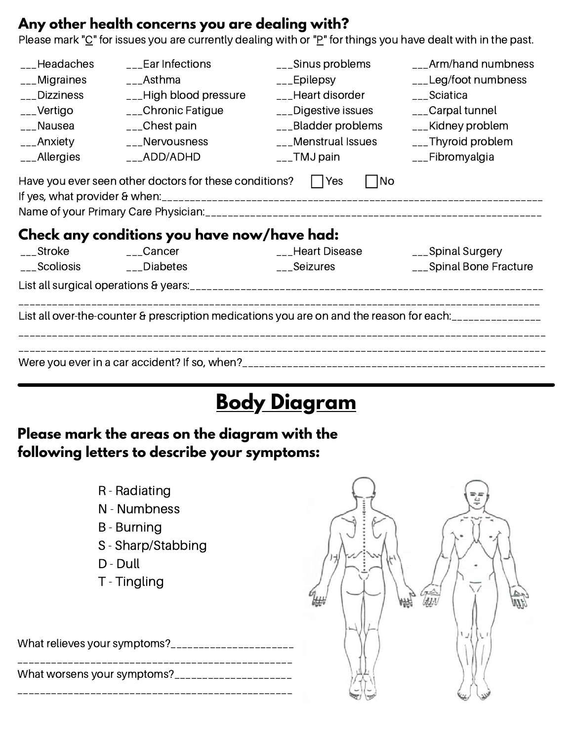## Any other health concerns you are dealing with?

Please mark "C" for issues you are currently dealing with or "P" for things you have dealt with in the past.

| | | | |
|---|---|---|---|
| ___Headaches | ___Ear Infections | ___Sinus problems | ___Arm/hand numbness |
| ___Migraines | ___Asthma | ___Epilepsy | ___Leg/foot numbness |
| ___Dizziness | ___High blood pressure | ___Heart disorder | ___Sciatica |
| ___Vertigo | ___Chronic Fatigue | ___Digestive issues | ___Carpal tunnel |
| ___Nausea | ___Chest pain | ___Bladder problems | ___Kidney problem |
| ___Anxiety | ___Nervousness | ___Menstrual Issues | ___Thyroid problem |
| ___Allergies | ___ADD/ADHD | ___TMJ pain | ___Fibromyalgia |

Have you ever seen other doctors for these conditions? ☐ Yes ☐ No

If yes, what provider & when:_______________________________________________________________

Name of your Primary Care Physician:_______________________________________________________

## Check any conditions you have now/have had:

| | | | |
|---|---|---|---|
| ___Stroke | ___Cancer | ___Heart Disease | ___Spinal Surgery |
| ___Scoliosis | ___Diabetes | ___Seizures | ___Spinal Bone Fracture |

List all surgical operations & years:_________________________________________________________

_________________________________________________________________________________

List all over-the-counter & prescription medications you are on and the reason for each:______________

_________________________________________________________________________________

_________________________________________________________________________________

Were you ever in a car accident? If so, when?_________________________________________________

---

# Body Diagram

## Please mark the areas on the diagram with the following letters to describe your symptoms:

- R - Radiating
- N - Numbness
- B - Burning
- S - Sharp/Stabbing
- D - Dull
- T - Tingling

What relieves your symptoms?_____________________

_____________________________________________

What worsens your symptoms?____________________

_____________________________________________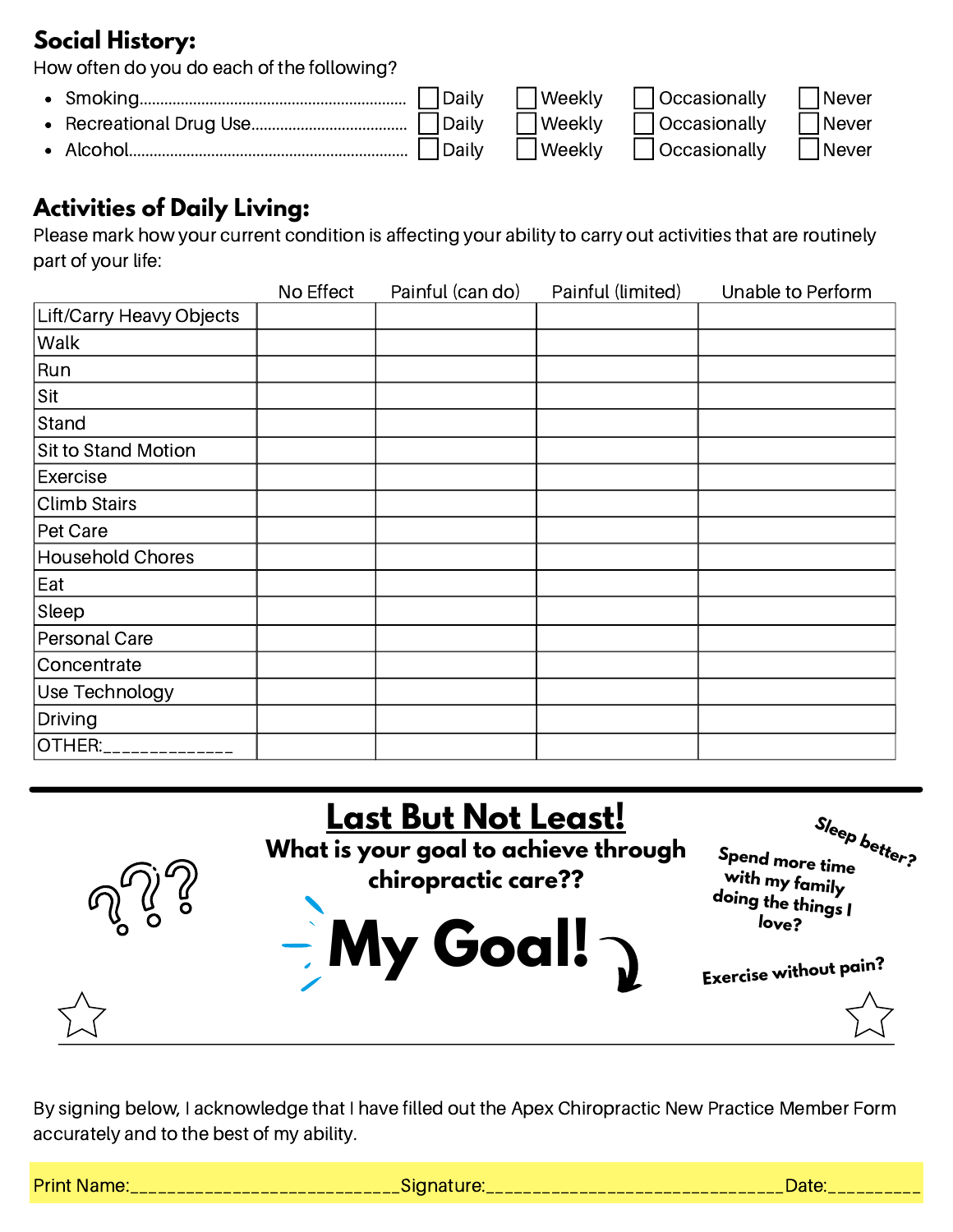## Social History:

How often do you do each of the following?

- Smoking........................................ ☐ Daily ☐ Weekly ☐ Occasionally ☐ Never
- Recreational Drug Use.......................... ☐ Daily ☐ Weekly ☐ Occasionally ☐ Never
- Alcohol........................................ ☐ Daily ☐ Weekly ☐ Occasionally ☐ Never

## Activities of Daily Living:

Please mark how your current condition is affecting your ability to carry out activities that are routinely part of your life:

| | No Effect | Painful (can do) | Painful (limited) | Unable to Perform |
|---|---|---|---|---|
| Lift/Carry Heavy Objects | | | | |
| Walk | | | | |
| Run | | | | |
| Sit | | | | |
| Stand | | | | |
| Sit to Stand Motion | | | | |
| Exercise | | | | |
| Climb Stairs | | | | |
| Pet Care | | | | |
| Household Chores | | | | |
| Eat | | | | |
| Sleep | | | | |
| Personal Care | | | | |
| Concentrate | | | | |
| Use Technology | | | | |
| Driving | | | | |
| OTHER:______________ | | | | |

---

## Last But Not Least!

**What is your goal to achieve through chiropractic care??**

Sleep better?

Spend more time with my family doing the things I love?

Exercise without pain?

# My Goal!

______________________________________________________________________

By signing below, I acknowledge that I have filled out the Apex Chiropractic New Practice Member Form accurately and to the best of my ability.

Print Name:___________________________Signature:______________________________Date:_________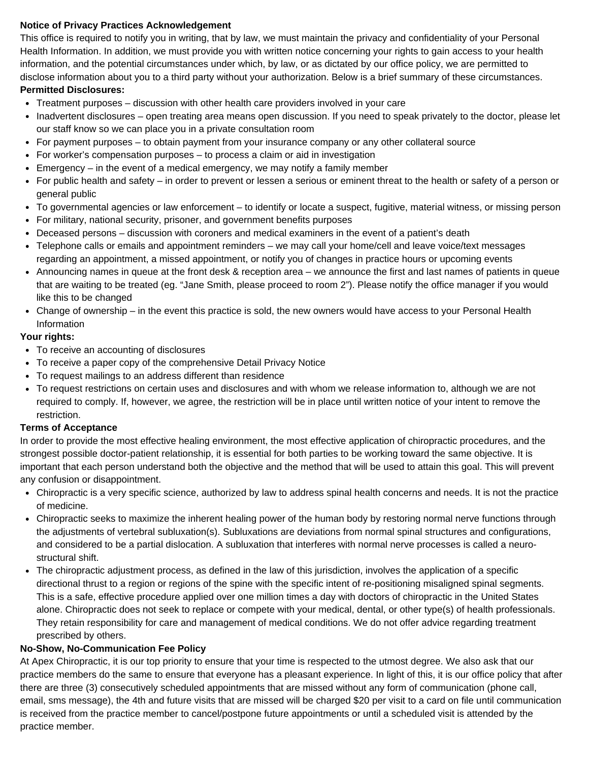**Notice of Privacy Practices Acknowledgement**

This office is required to notify you in writing, that by law, we must maintain the privacy and confidentiality of your Personal Health Information. In addition, we must provide you with written notice concerning your rights to gain access to your health information, and the potential circumstances under which, by law, or as dictated by our office policy, we are permitted to disclose information about you to a third party without your authorization. Below is a brief summary of these circumstances.

**Permitted Disclosures:**

- Treatment purposes – discussion with other health care providers involved in your care
- Inadvertent disclosures – open treating area means open discussion. If you need to speak privately to the doctor, please let our staff know so we can place you in a private consultation room
- For payment purposes – to obtain payment from your insurance company or any other collateral source
- For worker's compensation purposes – to process a claim or aid in investigation
- Emergency – in the event of a medical emergency, we may notify a family member
- For public health and safety – in order to prevent or lessen a serious or eminent threat to the health or safety of a person or general public
- To governmental agencies or law enforcement – to identify or locate a suspect, fugitive, material witness, or missing person
- For military, national security, prisoner, and government benefits purposes
- Deceased persons – discussion with coroners and medical examiners in the event of a patient's death
- Telephone calls or emails and appointment reminders – we may call your home/cell and leave voice/text messages regarding an appointment, a missed appointment, or notify you of changes in practice hours or upcoming events
- Announcing names in queue at the front desk & reception area – we announce the first and last names of patients in queue that are waiting to be treated (eg. "Jane Smith, please proceed to room 2"). Please notify the office manager if you would like this to be changed
- Change of ownership – in the event this practice is sold, the new owners would have access to your Personal Health Information

**Your rights:**

- To receive an accounting of disclosures
- To receive a paper copy of the comprehensive Detail Privacy Notice
- To request mailings to an address different than residence
- To request restrictions on certain uses and disclosures and with whom we release information to, although we are not required to comply. If, however, we agree, the restriction will be in place until written notice of your intent to remove the restriction.

**Terms of Acceptance**

In order to provide the most effective healing environment, the most effective application of chiropractic procedures, and the strongest possible doctor-patient relationship, it is essential for both parties to be working toward the same objective. It is important that each person understand both the objective and the method that will be used to attain this goal. This will prevent any confusion or disappointment.

- Chiropractic is a very specific science, authorized by law to address spinal health concerns and needs. It is not the practice of medicine.
- Chiropractic seeks to maximize the inherent healing power of the human body by restoring normal nerve functions through the adjustments of vertebral subluxation(s). Subluxations are deviations from normal spinal structures and configurations, and considered to be a partial dislocation. A subluxation that interferes with normal nerve processes is called a neuro-structural shift.
- The chiropractic adjustment process, as defined in the law of this jurisdiction, involves the application of a specific directional thrust to a region or regions of the spine with the specific intent of re-positioning misaligned spinal segments. This is a safe, effective procedure applied over one million times a day with doctors of chiropractic in the United States alone. Chiropractic does not seek to replace or compete with your medical, dental, or other type(s) of health professionals. They retain responsibility for care and management of medical conditions. We do not offer advice regarding treatment prescribed by others.

**No-Show, No-Communication Fee Policy**

At Apex Chiropractic, it is our top priority to ensure that your time is respected to the utmost degree. We also ask that our practice members do the same to ensure that everyone has a pleasant experience. In light of this, it is our office policy that after there are three (3) consecutively scheduled appointments that are missed without any form of communication (phone call, email, sms message), the 4th and future visits that are missed will be charged $20 per visit to a card on file until communication is received from the practice member to cancel/postpone future appointments or until a scheduled visit is attended by the practice member.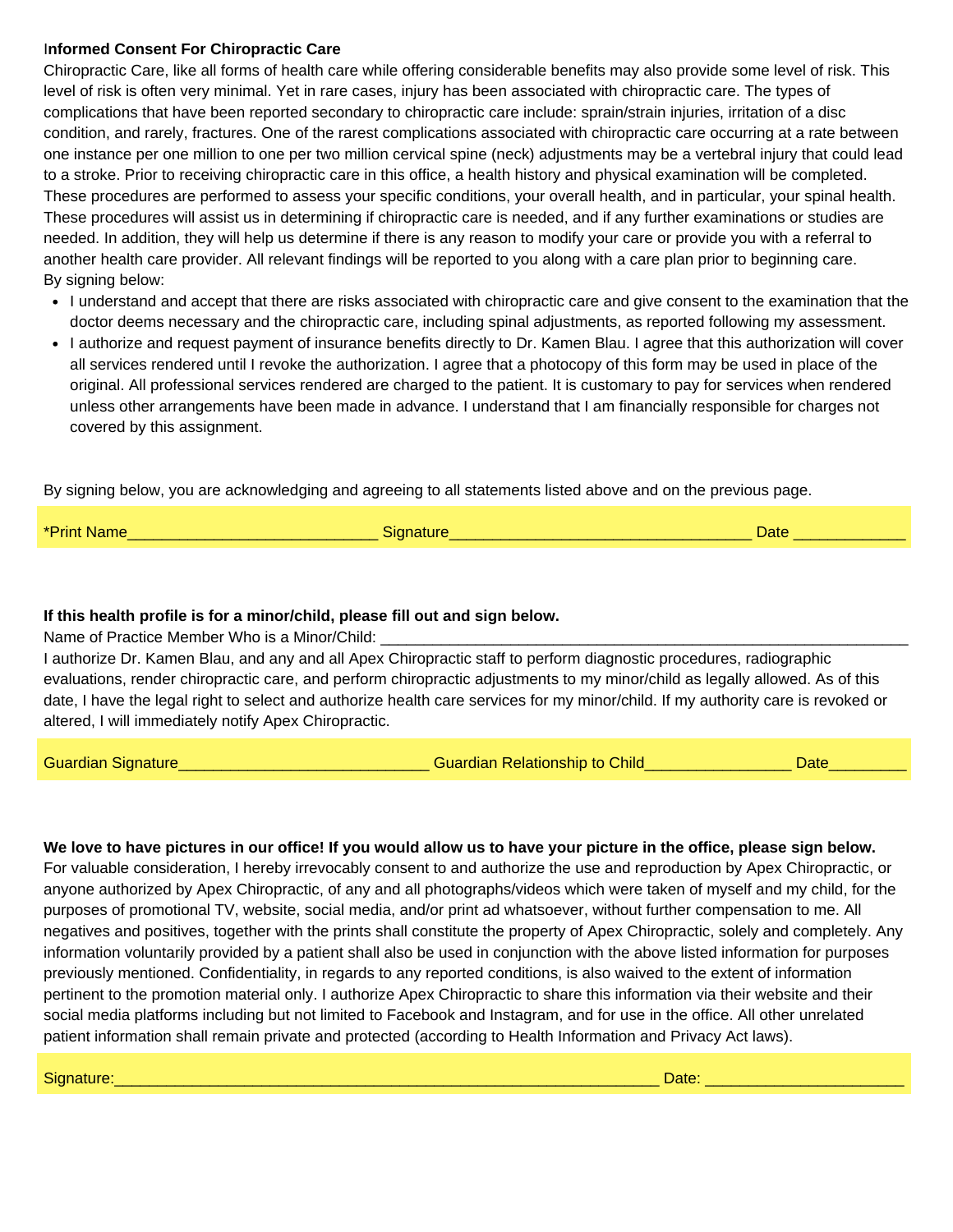**Informed Consent For Chiropractic Care**

Chiropractic Care, like all forms of health care while offering considerable benefits may also provide some level of risk. This level of risk is often very minimal. Yet in rare cases, injury has been associated with chiropractic care. The types of complications that have been reported secondary to chiropractic care include: sprain/strain injuries, irritation of a disc condition, and rarely, fractures. One of the rarest complications associated with chiropractic care occurring at a rate between one instance per one million to one per two million cervical spine (neck) adjustments may be a vertebral injury that could lead to a stroke. Prior to receiving chiropractic care in this office, a health history and physical examination will be completed. These procedures are performed to assess your specific conditions, your overall health, and in particular, your spinal health. These procedures will assist us in determining if chiropractic care is needed, and if any further examinations or studies are needed. In addition, they will help us determine if there is any reason to modify your care or provide you with a referral to another health care provider. All relevant findings will be reported to you along with a care plan prior to beginning care.
By signing below:

- I understand and accept that there are risks associated with chiropractic care and give consent to the examination that the doctor deems necessary and the chiropractic care, including spinal adjustments, as reported following my assessment.
- I authorize and request payment of insurance benefits directly to Dr. Kamen Blau. I agree that this authorization will cover all services rendered until I revoke the authorization. I agree that a photocopy of this form may be used in place of the original. All professional services rendered are charged to the patient. It is customary to pay for services when rendered unless other arrangements have been made in advance. I understand that I am financially responsible for charges not covered by this assignment.

By signing below, you are acknowledging and agreeing to all statements listed above and on the previous page.

*Print Name____________________________ Signature__________________________________ Date ____________

**If this health profile is for a minor/child, please fill out and sign below.**

Name of Practice Member Who is a Minor/Child: ___________________________________________________________

I authorize Dr. Kamen Blau, and any and all Apex Chiropractic staff to perform diagnostic procedures, radiographic evaluations, render chiropractic care, and perform chiropractic adjustments to my minor/child as legally allowed. As of this date, I have the legal right to select and authorize health care services for my minor/child. If my authority care is revoked or altered, I will immediately notify Apex Chiropractic.

Guardian Signature____________________________ Guardian Relationship to Child________________ Date________

**We love to have pictures in our office! If you would allow us to have your picture in the office, please sign below.**

For valuable consideration, I hereby irrevocably consent to and authorize the use and reproduction by Apex Chiropractic, or anyone authorized by Apex Chiropractic, of any and all photographs/videos which were taken of myself and my child, for the purposes of promotional TV, website, social media, and/or print ad whatsoever, without further compensation to me. All negatives and positives, together with the prints shall constitute the property of Apex Chiropractic, solely and completely. Any information voluntarily provided by a patient shall also be used in conjunction with the above listed information for purposes previously mentioned. Confidentiality, in regards to any reported conditions, is also waived to the extent of information pertinent to the promotion material only. I authorize Apex Chiropractic to share this information via their website and their social media platforms including but not limited to Facebook and Instagram, and for use in the office. All other unrelated patient information shall remain private and protected (according to Health Information and Privacy Act laws).

Signature:____________________________________________________________ Date: ______________________